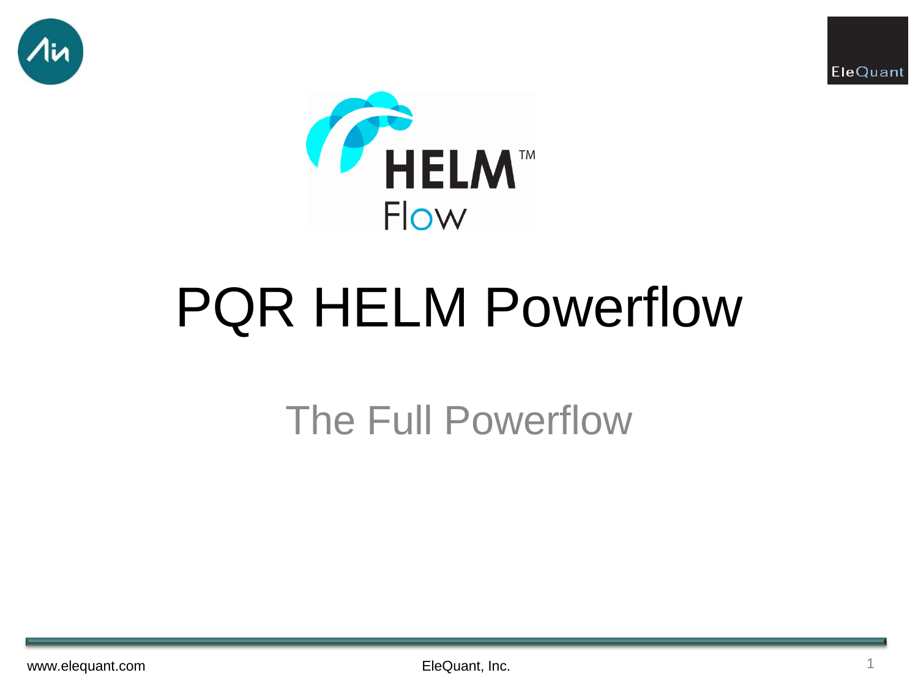# PQR HELM Powerflow

## The Full Powerflow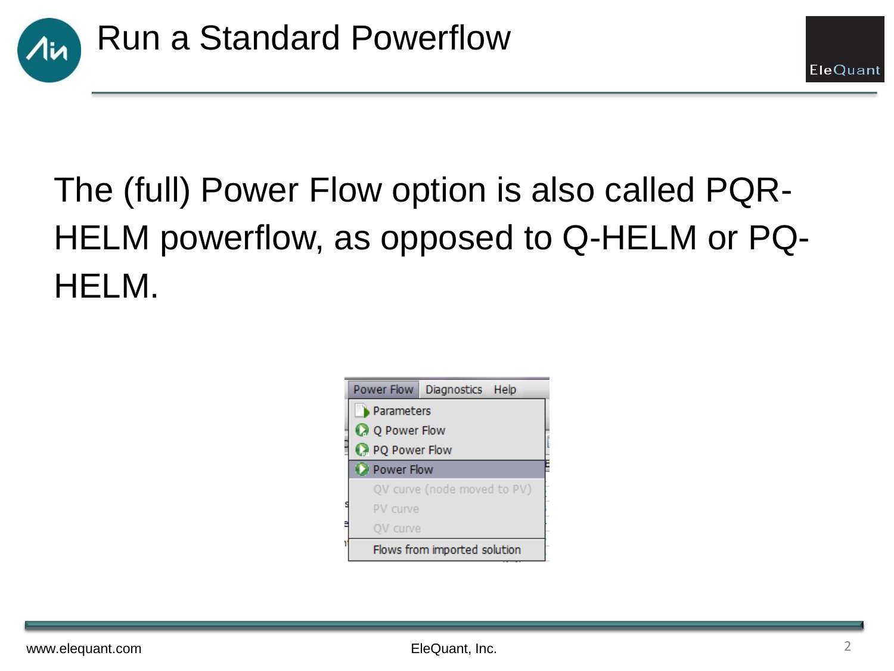# Run a Standard Powerflow

The (full) Power Flow option is also called PQR-HELM powerflow, as opposed to Q-HELM or PQ-HELM.

Power Flow | Diagnostics | Help

- Parameters
- Q Power Flow
- PQ Power Flow
- Power Flow
- QV curve (node moved to PV)
- PV curve
- QV curve
- Flows from imported solution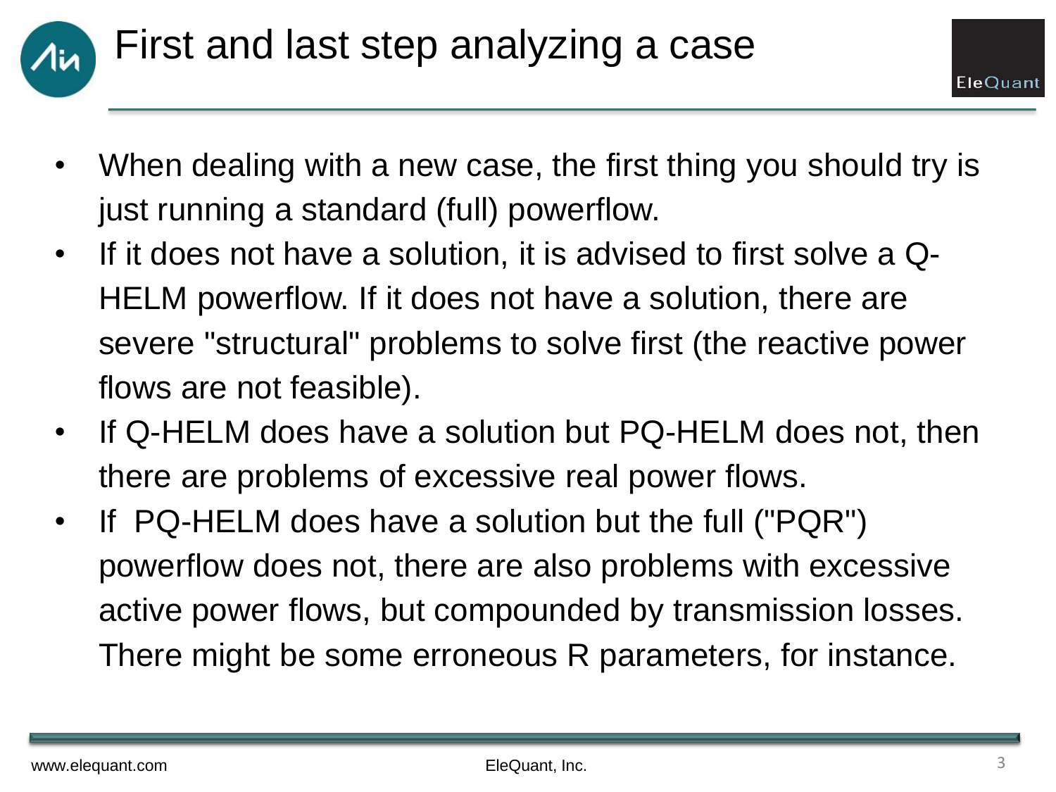# First and last step analyzing a case

- When dealing with a new case, the first thing you should try is just running a standard (full) powerflow.
- If it does not have a solution, it is advised to first solve a Q-HELM powerflow. If it does not have a solution, there are severe "structural" problems to solve first (the reactive power flows are not feasible).
- If Q-HELM does have a solution but PQ-HELM does not, then there are problems of excessive real power flows.
- If PQ-HELM does have a solution but the full ("PQR") powerflow does not, there are also problems with excessive active power flows, but compounded by transmission losses. There might be some erroneous R parameters, for instance.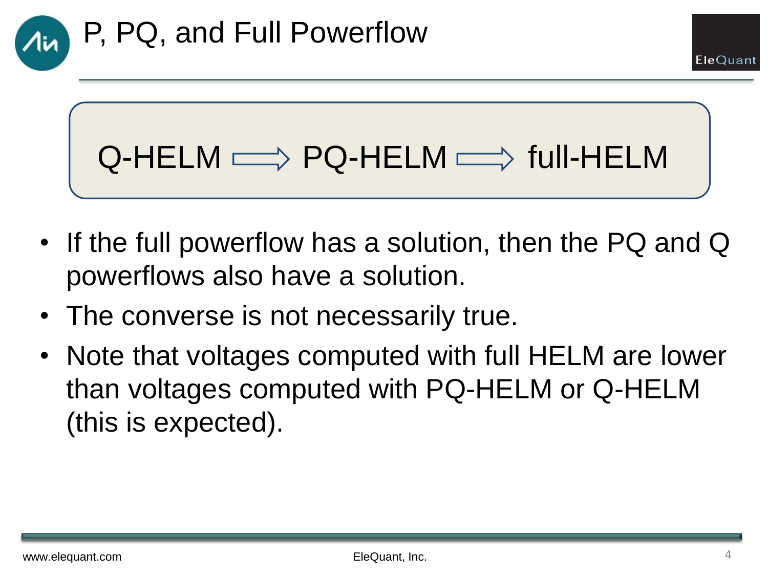# P, PQ, and Full Powerflow

Q-HELM ⟹ PQ-HELM ⟹ full-HELM

- If the full powerflow has a solution, then the PQ and Q powerflows also have a solution.
- The converse is not necessarily true.
- Note that voltages computed with full HELM are lower than voltages computed with PQ-HELM or Q-HELM (this is expected).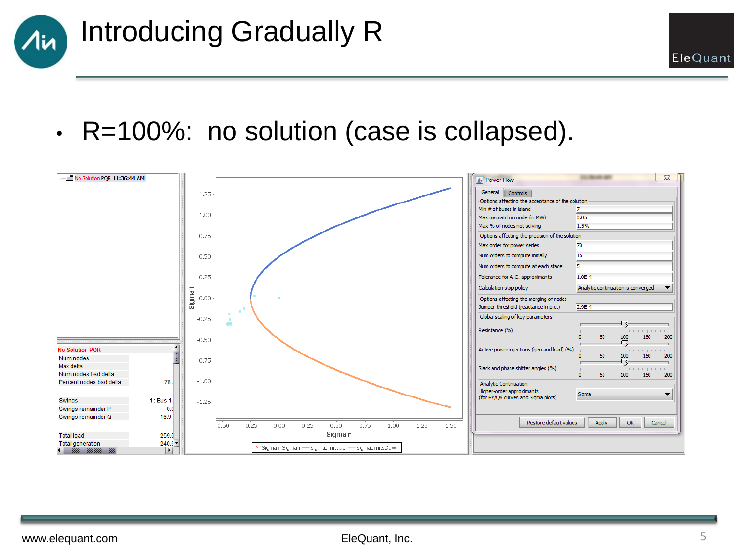# Introducing Gradually R

- R=100%: no solution (case is collapsed).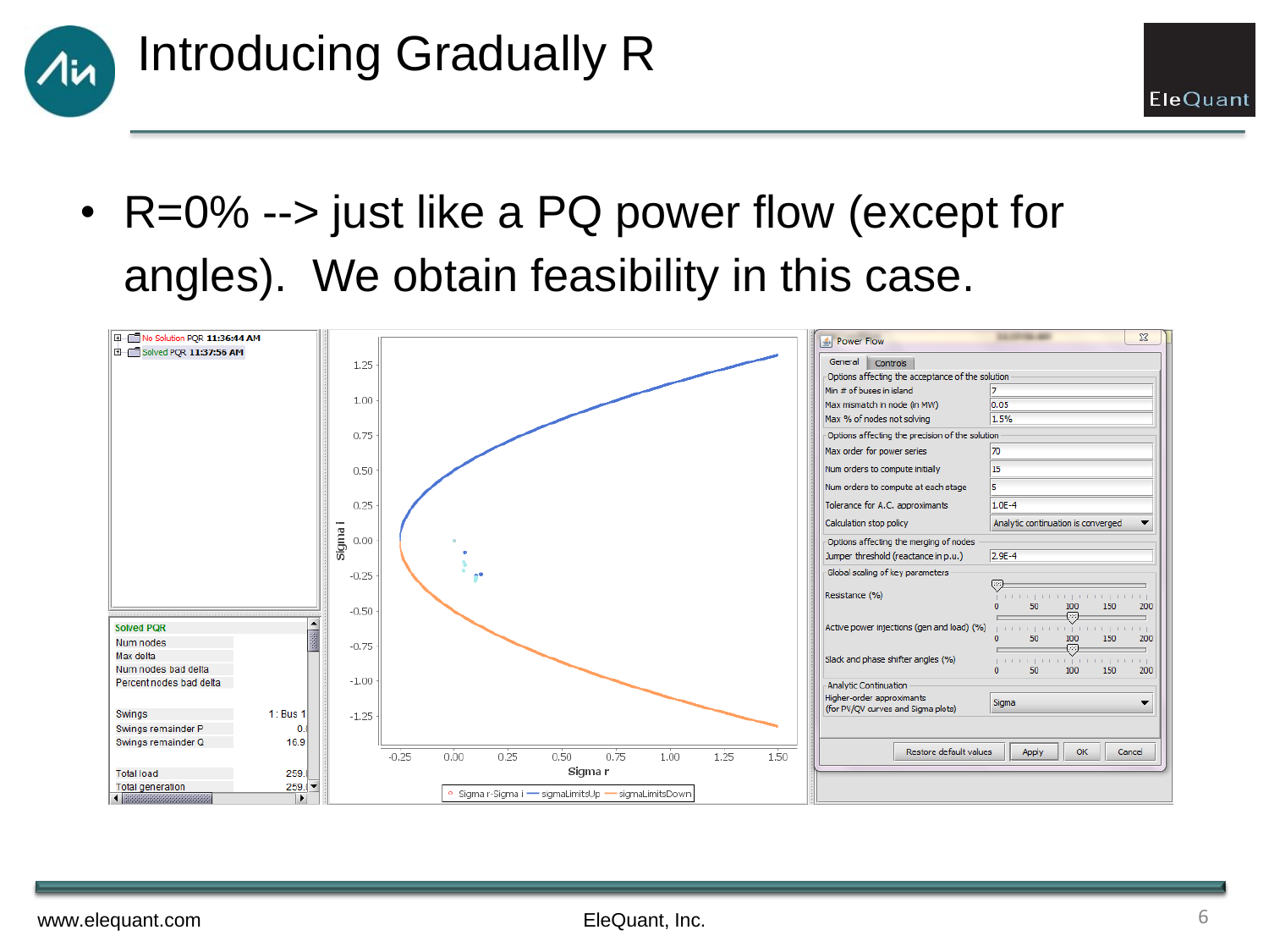# Introducing Gradually R

- R=0% --> just like a PQ power flow (except for angles). We obtain feasibility in this case.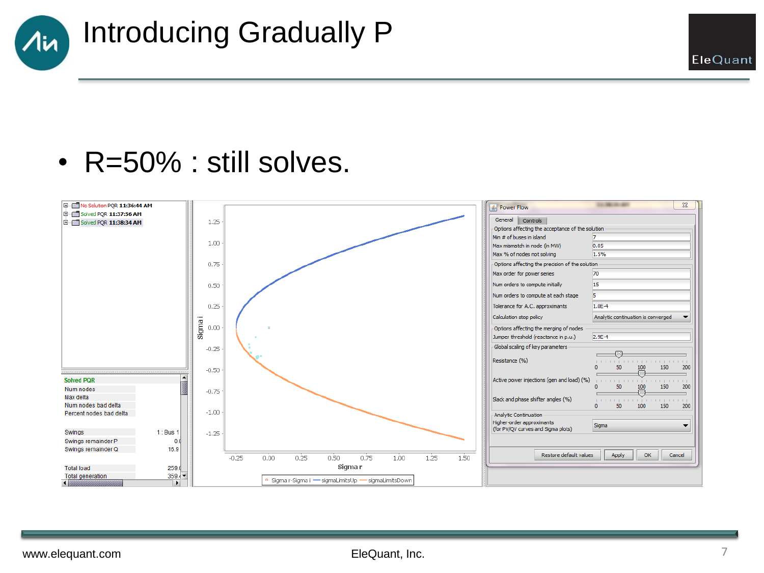# Introducing Gradually P

- R=50% : still solves.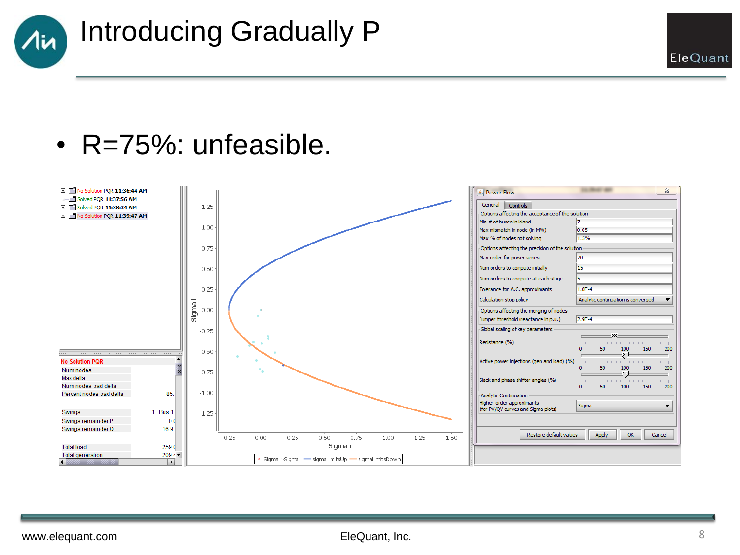# Introducing Gradually P

- R=75%: unfeasible.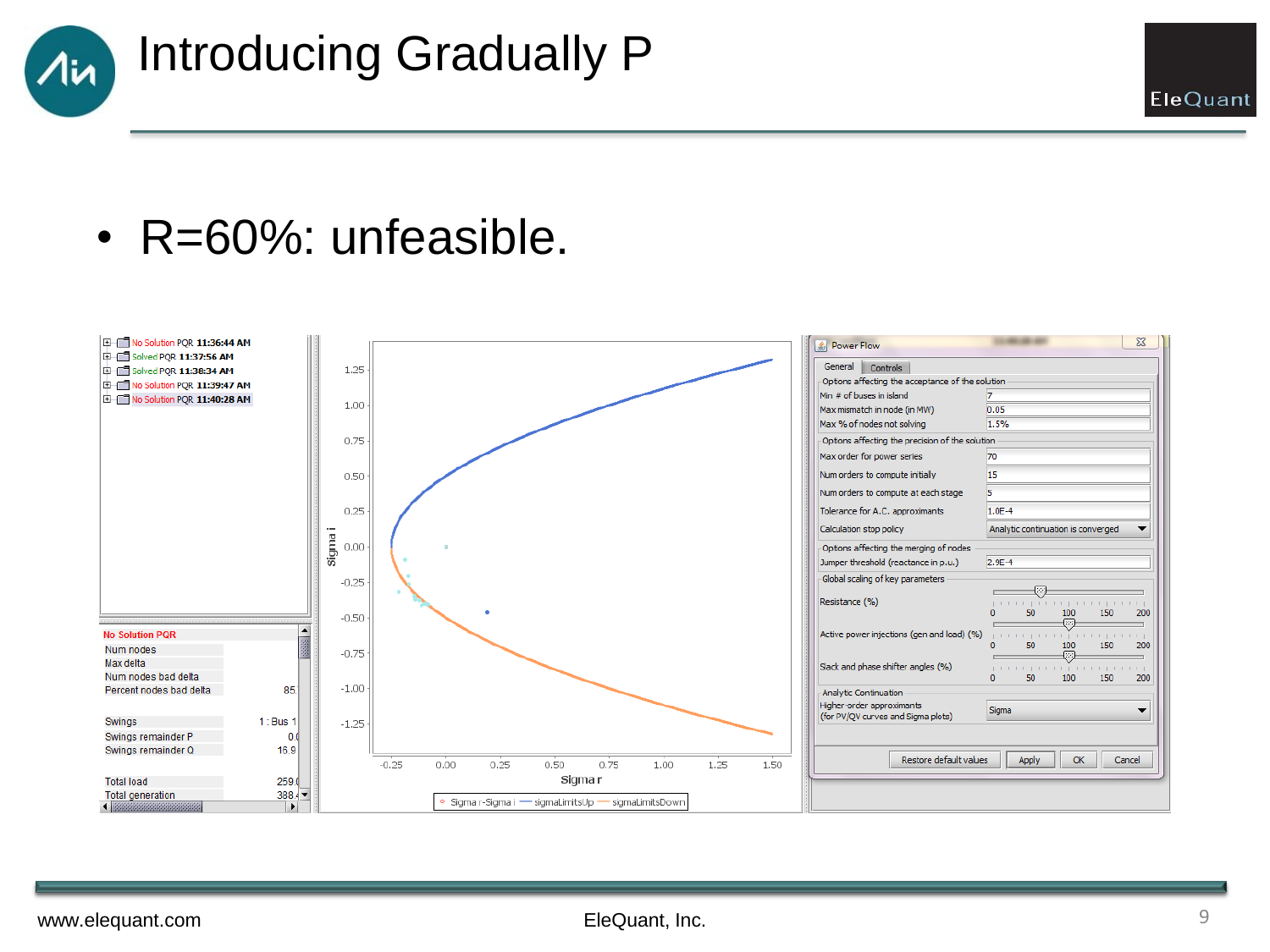# Introducing Gradually P

- R=60%: unfeasible.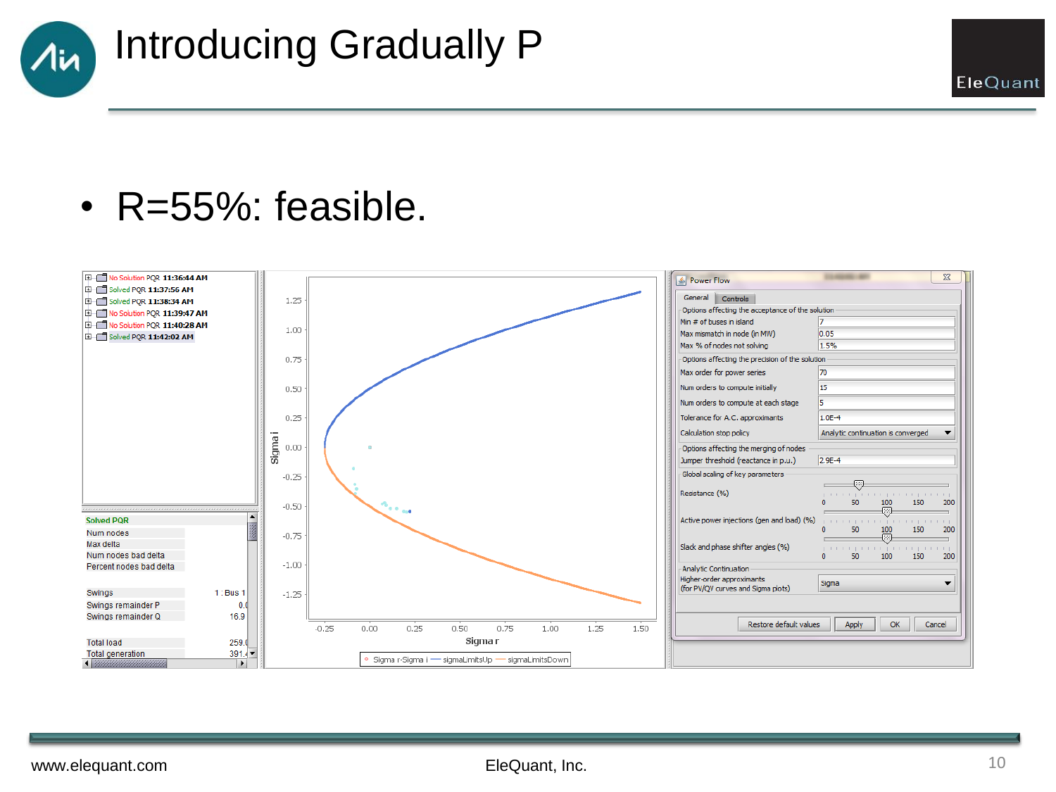# Introducing Gradually P

- R=55%: feasible.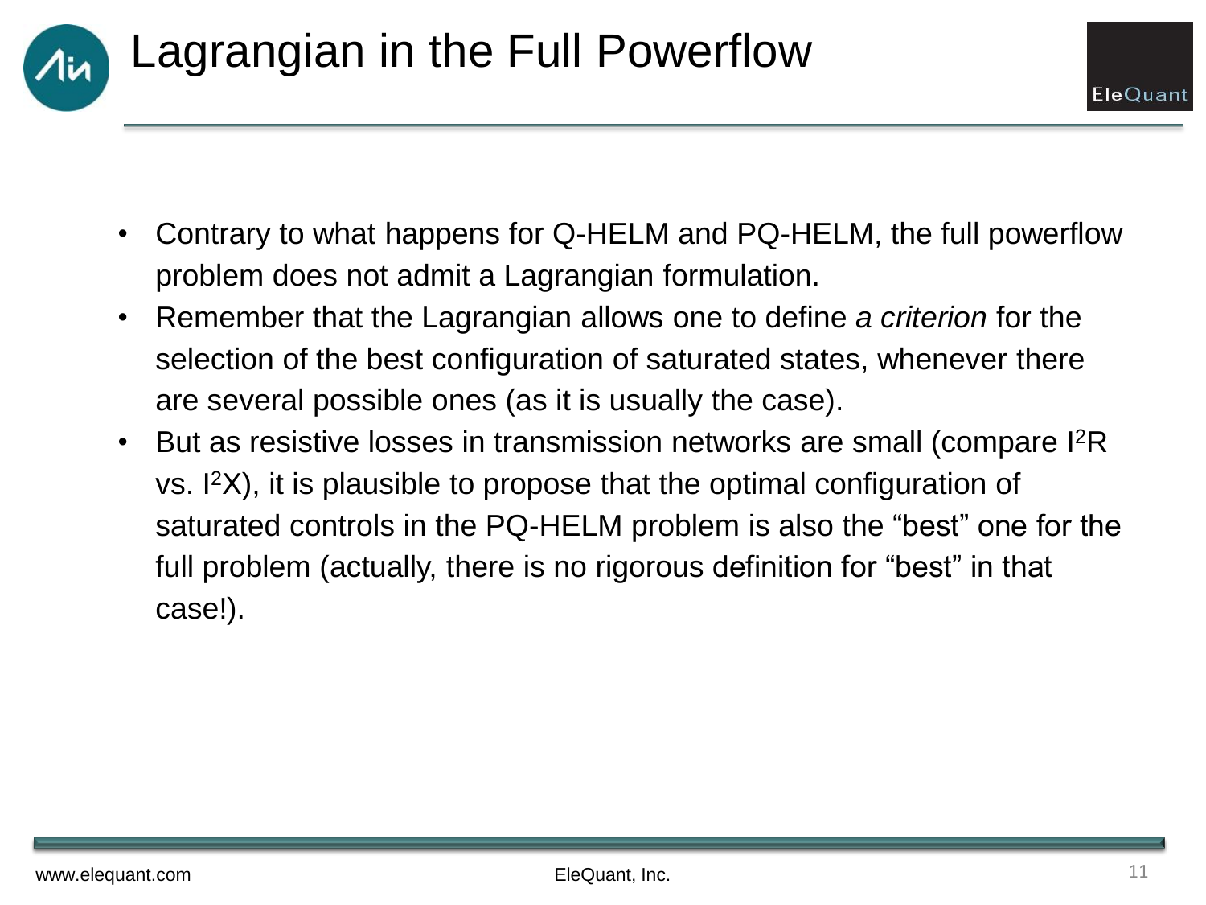# Lagrangian in the Full Powerflow

- Contrary to what happens for Q-HELM and PQ-HELM, the full powerflow problem does not admit a Lagrangian formulation.
- Remember that the Lagrangian allows one to define *a criterion* for the selection of the best configuration of saturated states, whenever there are several possible ones (as it is usually the case).
- But as resistive losses in transmission networks are small (compare $I^2R$ vs. $I^2X$), it is plausible to propose that the optimal configuration of saturated controls in the PQ-HELM problem is also the "best" one for the full problem (actually, there is no rigorous definition for "best" in that case!).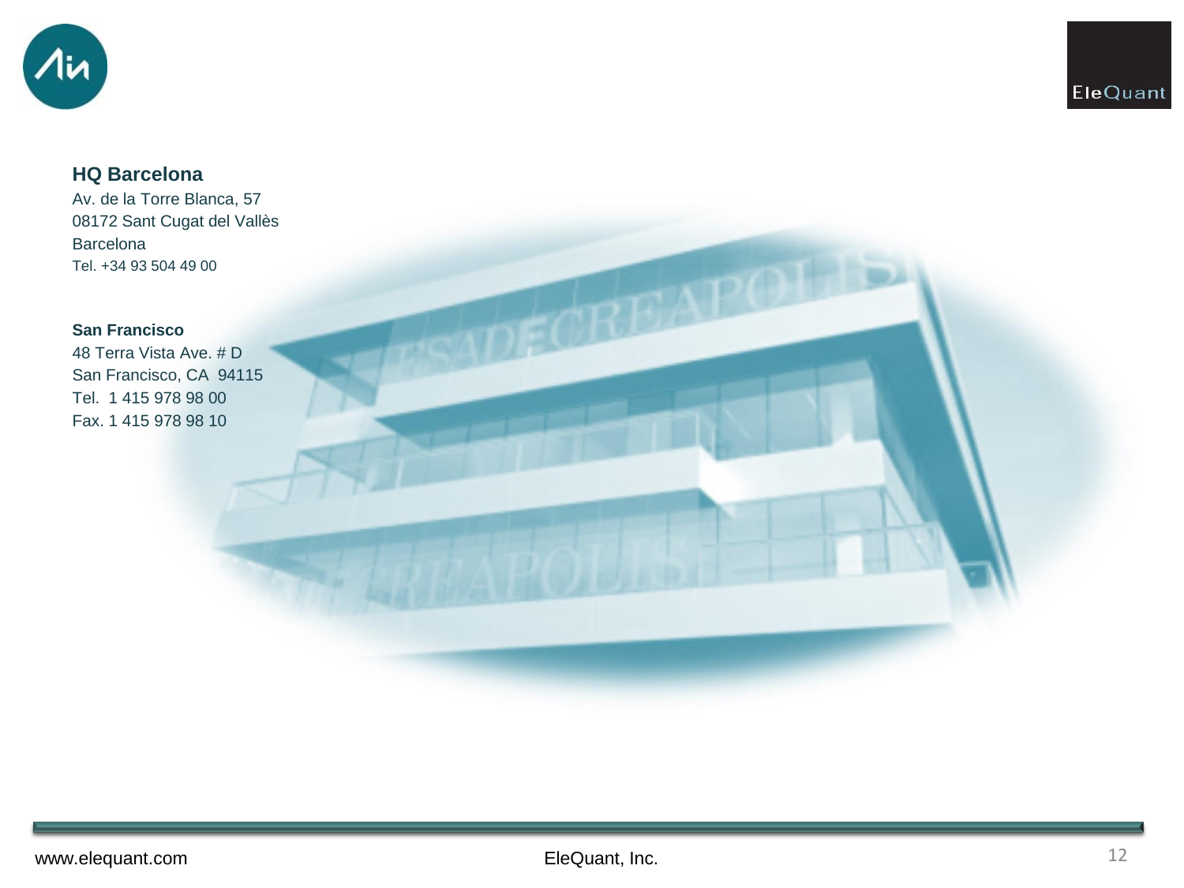**HQ Barcelona**

Av. de la Torre Blanca, 57
08172 Sant Cugat del Vallès
Barcelona
Tel. +34 93 504 49 00

**San Francisco**

48 Terra Vista Ave. # D
San Francisco, CA 94115
Tel. 1 415 978 98 00
Fax. 1 415 978 98 10

www.elequant.com

EleQuant, Inc.